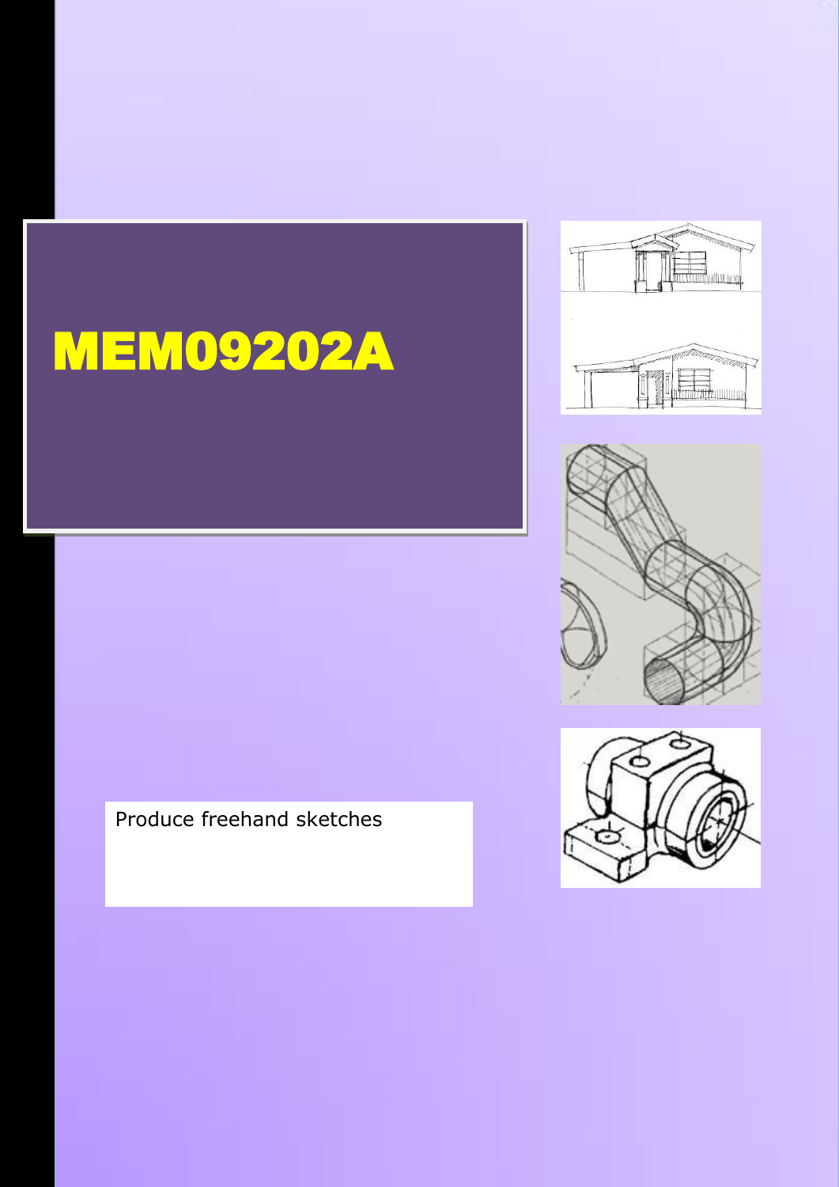# MEM09202A

Produce freehand sketches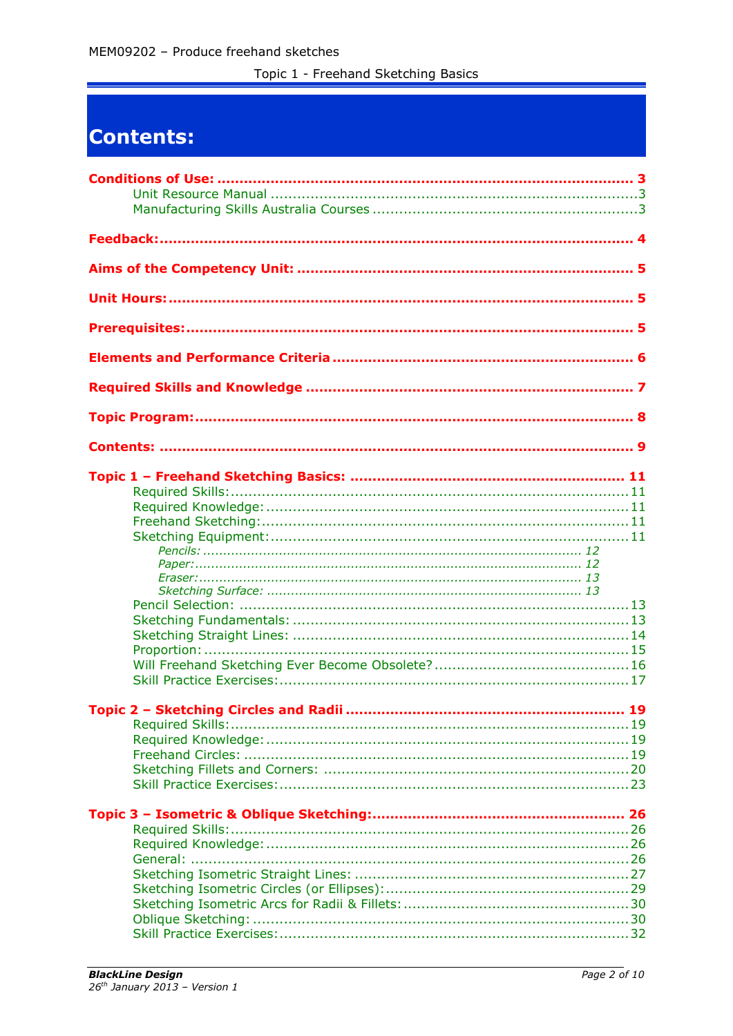# Contents:

**Conditions of Use: ... 3**
- Unit Resource Manual ... 3
- Manufacturing Skills Australia Courses ... 3

**Feedback: ... 4**

**Aims of the Competency Unit: ... 5**

**Unit Hours: ... 5**

**Prerequisites: ... 5**

**Elements and Performance Criteria ... 6**

**Required Skills and Knowledge ... 7**

**Topic Program: ... 8**

**Contents: ... 9**

**Topic 1 – Freehand Sketching Basics: ... 11**
- Required Skills: ... 11
- Required Knowledge: ... 11
- Freehand Sketching: ... 11
- Sketching Equipment: ... 11
  - *Pencils: ... 12*
  - *Paper: ... 12*
  - *Eraser: ... 13*
  - *Sketching Surface: ... 13*
- Pencil Selection: ... 13
- Sketching Fundamentals: ... 13
- Sketching Straight Lines: ... 14
- Proportion: ... 15
- Will Freehand Sketching Ever Become Obsolete? ... 16
- Skill Practice Exercises: ... 17

**Topic 2 – Sketching Circles and Radii ... 19**
- Required Skills: ... 19
- Required Knowledge: ... 19
- Freehand Circles: ... 19
- Sketching Fillets and Corners: ... 20
- Skill Practice Exercises: ... 23

**Topic 3 – Isometric & Oblique Sketching: ... 26**
- Required Skills: ... 26
- Required Knowledge: ... 26
- General: ... 26
- Sketching Isometric Straight Lines: ... 27
- Sketching Isometric Circles (or Ellipses): ... 29
- Sketching Isometric Arcs for Radii & Fillets: ... 30
- Oblique Sketching: ... 30
- Skill Practice Exercises: ... 32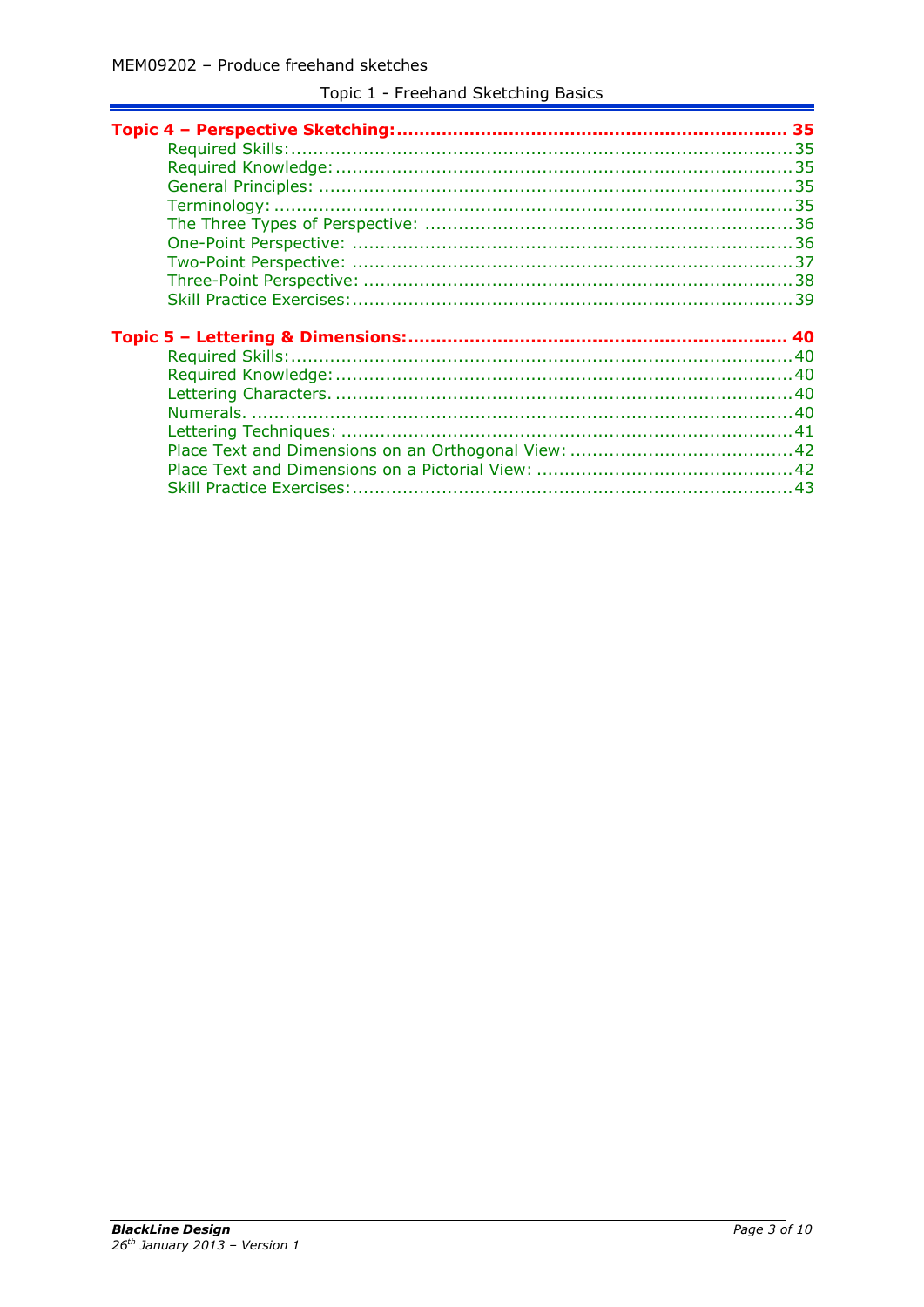**Topic 4 – Perspective Sketching: ... 35**

- Required Skills: ... 35
- Required Knowledge: ... 35
- General Principles: ... 35
- Terminology: ... 35
- The Three Types of Perspective: ... 36
- One-Point Perspective: ... 36
- Two-Point Perspective: ... 37
- Three-Point Perspective: ... 38
- Skill Practice Exercises: ... 39

**Topic 5 – Lettering & Dimensions: ... 40**

- Required Skills: ... 40
- Required Knowledge: ... 40
- Lettering Characters. ... 40
- Numerals. ... 40
- Lettering Techniques: ... 41
- Place Text and Dimensions on an Orthogonal View: ... 42
- Place Text and Dimensions on a Pictorial View: ... 42
- Skill Practice Exercises: ... 43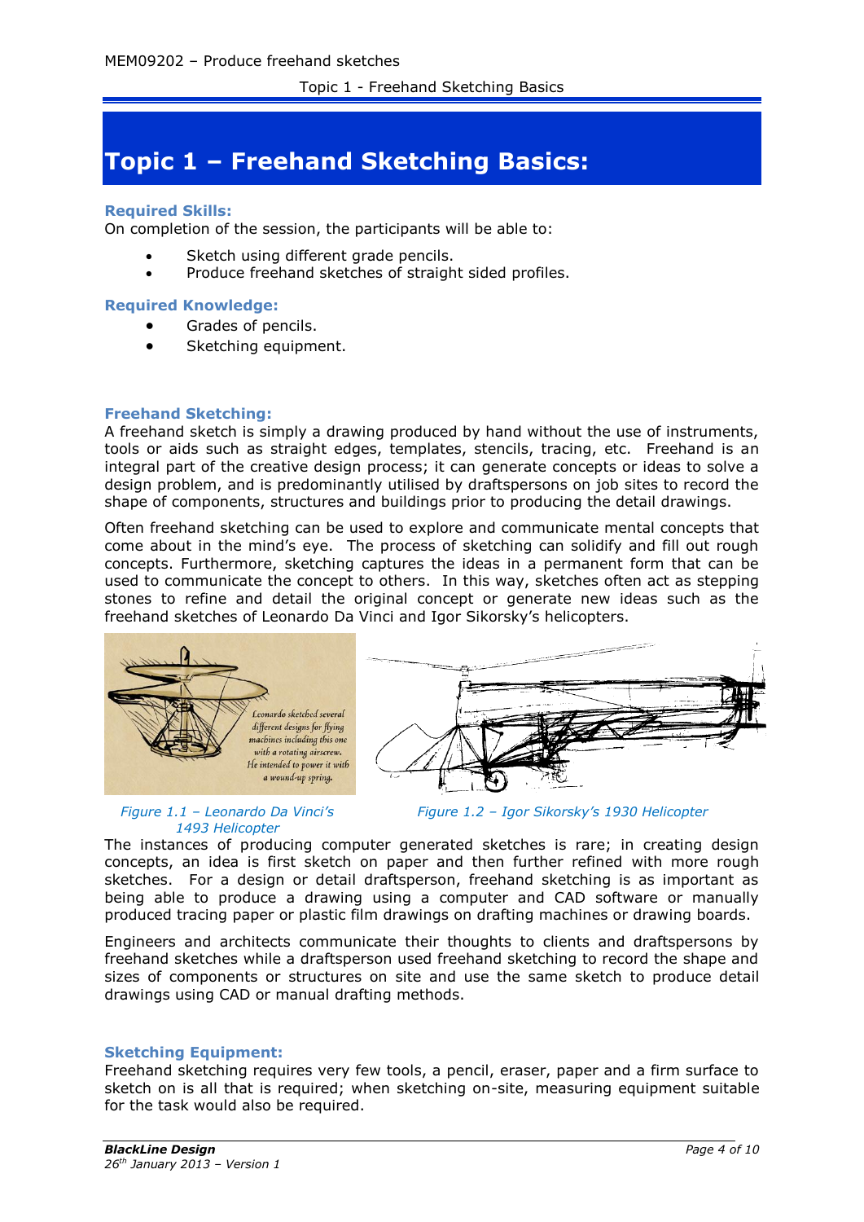# Topic 1 – Freehand Sketching Basics:

### Required Skills:

On completion of the session, the participants will be able to:

- Sketch using different grade pencils.
- Produce freehand sketches of straight sided profiles.

### Required Knowledge:

- Grades of pencils.
- Sketching equipment.

### Freehand Sketching:

A freehand sketch is simply a drawing produced by hand without the use of instruments, tools or aids such as straight edges, templates, stencils, tracing, etc. Freehand is an integral part of the creative design process; it can generate concepts or ideas to solve a design problem, and is predominantly utilised by draftspersons on job sites to record the shape of components, structures and buildings prior to producing the detail drawings.

Often freehand sketching can be used to explore and communicate mental concepts that come about in the mind's eye. The process of sketching can solidify and fill out rough concepts. Furthermore, sketching captures the ideas in a permanent form that can be used to communicate the concept to others. In this way, sketches often act as stepping stones to refine and detail the original concept or generate new ideas such as the freehand sketches of Leonardo Da Vinci and Igor Sikorsky's helicopters.

*Figure 1.1 – Leonardo Da Vinci's 1493 Helicopter*

*Figure 1.2 – Igor Sikorsky's 1930 Helicopter*

The instances of producing computer generated sketches is rare; in creating design concepts, an idea is first sketch on paper and then further refined with more rough sketches. For a design or detail draftsperson, freehand sketching is as important as being able to produce a drawing using a computer and CAD software or manually produced tracing paper or plastic film drawings on drafting machines or drawing boards.

Engineers and architects communicate their thoughts to clients and draftspersons by freehand sketches while a draftsperson used freehand sketching to record the shape and sizes of components or structures on site and use the same sketch to produce detail drawings using CAD or manual drafting methods.

### Sketching Equipment:

Freehand sketching requires very few tools, a pencil, eraser, paper and a firm surface to sketch on is all that is required; when sketching on-site, measuring equipment suitable for the task would also be required.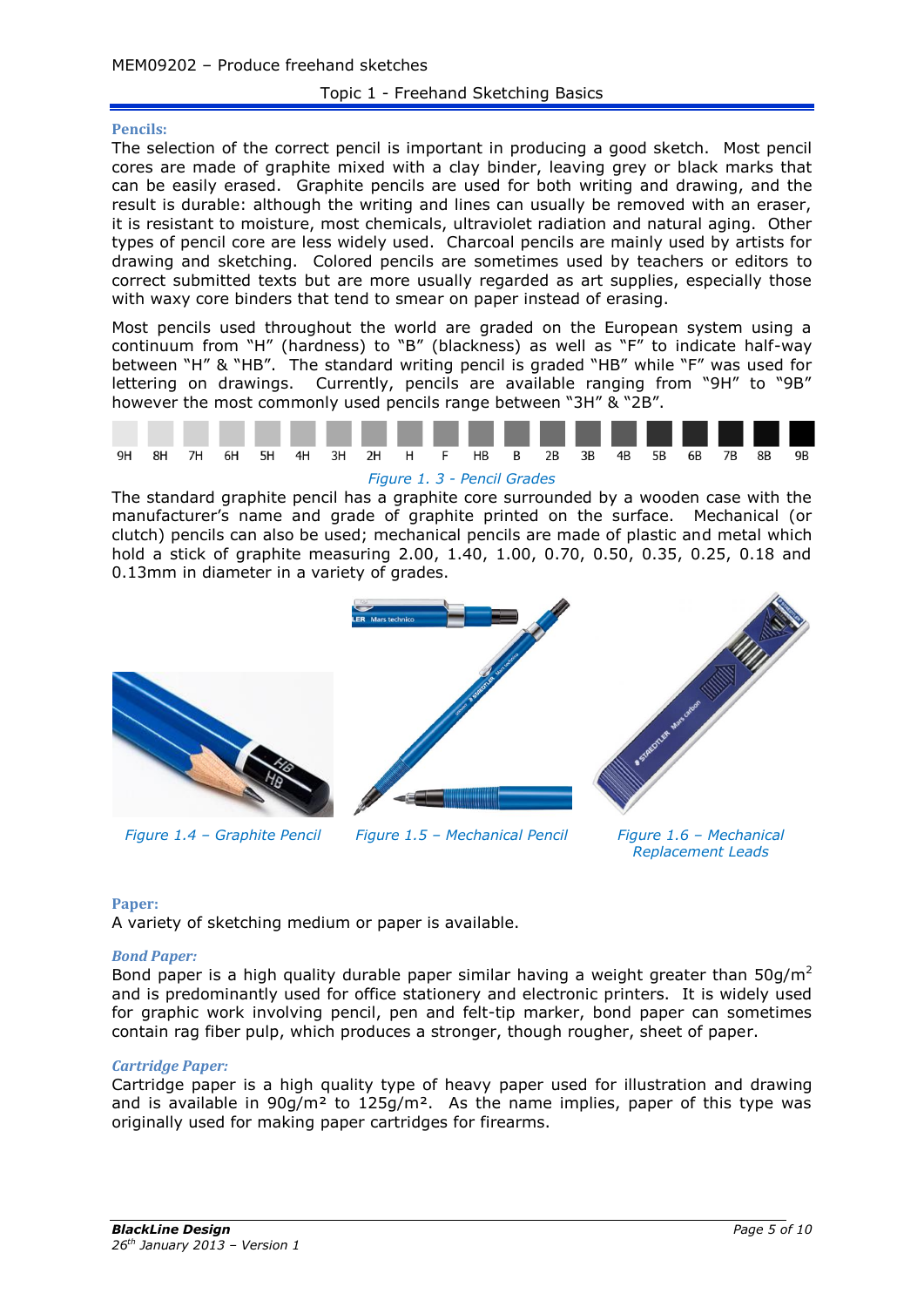**Pencils:**

The selection of the correct pencil is important in producing a good sketch. Most pencil cores are made of graphite mixed with a clay binder, leaving grey or black marks that can be easily erased. Graphite pencils are used for both writing and drawing, and the result is durable: although the writing and lines can usually be removed with an eraser, it is resistant to moisture, most chemicals, ultraviolet radiation and natural aging. Other types of pencil core are less widely used. Charcoal pencils are mainly used by artists for drawing and sketching. Colored pencils are sometimes used by teachers or editors to correct submitted texts but are more usually regarded as art supplies, especially those with waxy core binders that tend to smear on paper instead of erasing.

Most pencils used throughout the world are graded on the European system using a continuum from "H" (hardness) to "B" (blackness) as well as "F" to indicate half-way between "H" & "HB". The standard writing pencil is graded "HB" while "F" was used for lettering on drawings. Currently, pencils are available ranging from "9H" to "9B" however the most commonly used pencils range between "3H" & "2B".

9H 8H 7H 6H 5H 4H 3H 2H H F HB B 2B 3B 4B 5B 6B 7B 8B 9B

*Figure 1. 3 - Pencil Grades*

The standard graphite pencil has a graphite core surrounded by a wooden case with the manufacturer's name and grade of graphite printed on the surface. Mechanical (or clutch) pencils can also be used; mechanical pencils are made of plastic and metal which hold a stick of graphite measuring 2.00, 1.40, 1.00, 0.70, 0.50, 0.35, 0.25, 0.18 and 0.13mm in diameter in a variety of grades.

*Figure 1.4 – Graphite Pencil*

*Figure 1.5 – Mechanical Pencil*

*Figure 1.6 – Mechanical Replacement Leads*

**Paper:**

A variety of sketching medium or paper is available.

***Bond Paper:***

Bond paper is a high quality durable paper similar having a weight greater than 50g/m$^2$ and is predominantly used for office stationery and electronic printers. It is widely used for graphic work involving pencil, pen and felt-tip marker, bond paper can sometimes contain rag fiber pulp, which produces a stronger, though rougher, sheet of paper.

***Cartridge Paper:***

Cartridge paper is a high quality type of heavy paper used for illustration and drawing and is available in 90g/m$^2$ to 125g/m$^2$. As the name implies, paper of this type was originally used for making paper cartridges for firearms.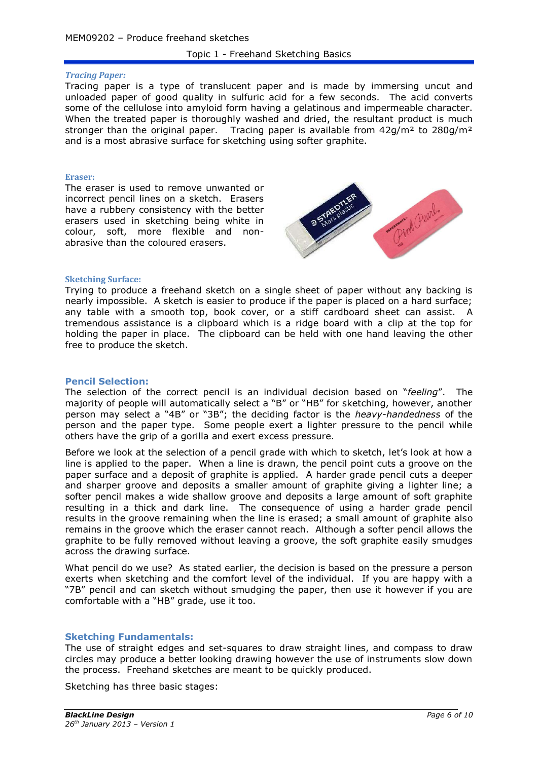### *Tracing Paper:*

Tracing paper is a type of translucent paper and is made by immersing uncut and unloaded paper of good quality in sulfuric acid for a few seconds. The acid converts some of the cellulose into amyloid form having a gelatinous and impermeable character. When the treated paper is thoroughly washed and dried, the resultant product is much stronger than the original paper. Tracing paper is available from 42g/m² to 280g/m² and is a most abrasive surface for sketching using softer graphite.

### Eraser:

The eraser is used to remove unwanted or incorrect pencil lines on a sketch. Erasers have a rubbery consistency with the better erasers used in sketching being white in colour, soft, more flexible and non-abrasive than the coloured erasers.

### Sketching Surface:

Trying to produce a freehand sketch on a single sheet of paper without any backing is nearly impossible. A sketch is easier to produce if the paper is placed on a hard surface; any table with a smooth top, book cover, or a stiff cardboard sheet can assist. A tremendous assistance is a clipboard which is a ridge board with a clip at the top for holding the paper in place. The clipboard can be held with one hand leaving the other free to produce the sketch.

## Pencil Selection:

The selection of the correct pencil is an individual decision based on "*feeling*". The majority of people will automatically select a "B" or "HB" for sketching, however, another person may select a "4B" or "3B"; the deciding factor is the *heavy-handedness* of the person and the paper type. Some people exert a lighter pressure to the pencil while others have the grip of a gorilla and exert excess pressure.

Before we look at the selection of a pencil grade with which to sketch, let's look at how a line is applied to the paper. When a line is drawn, the pencil point cuts a groove on the paper surface and a deposit of graphite is applied. A harder grade pencil cuts a deeper and sharper groove and deposits a smaller amount of graphite giving a lighter line; a softer pencil makes a wide shallow groove and deposits a large amount of soft graphite resulting in a thick and dark line. The consequence of using a harder grade pencil results in the groove remaining when the line is erased; a small amount of graphite also remains in the groove which the eraser cannot reach. Although a softer pencil allows the graphite to be fully removed without leaving a groove, the soft graphite easily smudges across the drawing surface.

What pencil do we use? As stated earlier, the decision is based on the pressure a person exerts when sketching and the comfort level of the individual. If you are happy with a "7B" pencil and can sketch without smudging the paper, then use it however if you are comfortable with a "HB" grade, use it too.

## Sketching Fundamentals:

The use of straight edges and set-squares to draw straight lines, and compass to draw circles may produce a better looking drawing however the use of instruments slow down the process. Freehand sketches are meant to be quickly produced.

Sketching has three basic stages: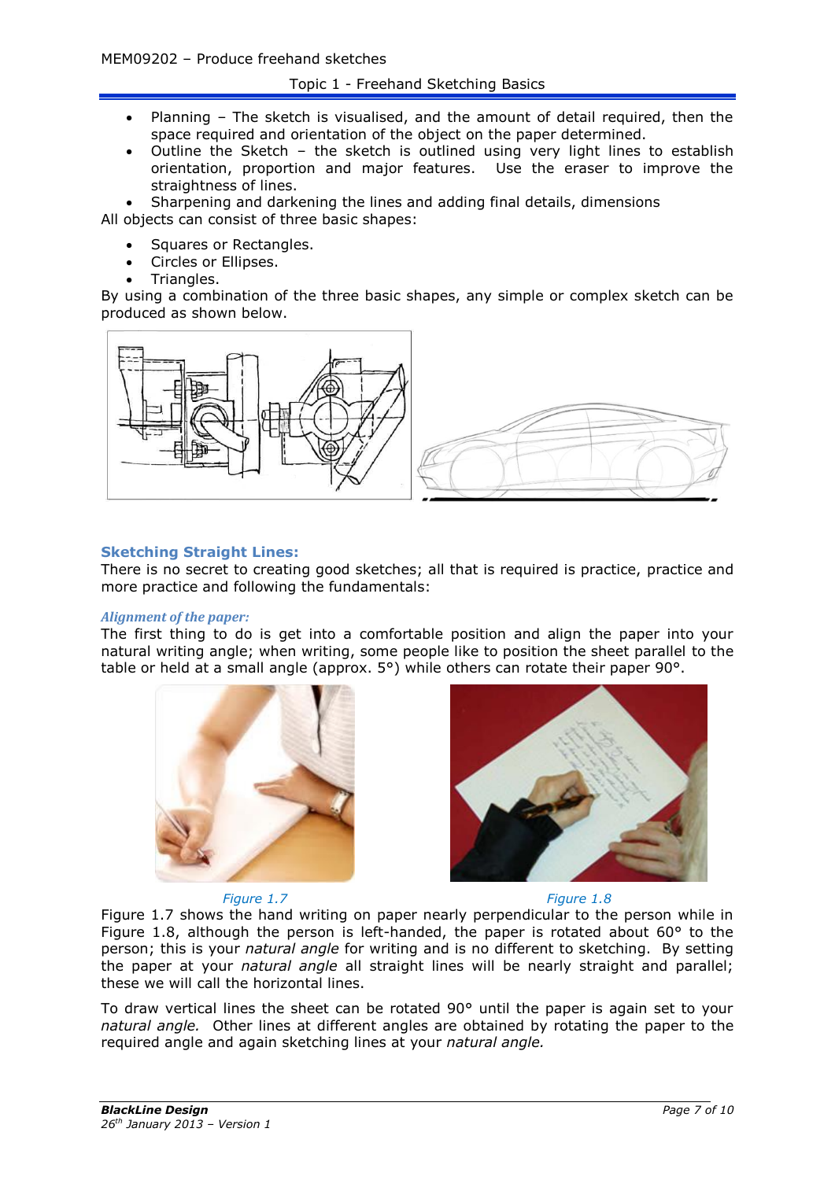- Planning – The sketch is visualised, and the amount of detail required, then the space required and orientation of the object on the paper determined.
- Outline the Sketch – the sketch is outlined using very light lines to establish orientation, proportion and major features. Use the eraser to improve the straightness of lines.
- Sharpening and darkening the lines and adding final details, dimensions

All objects can consist of three basic shapes:

- Squares or Rectangles.
- Circles or Ellipses.
- Triangles.

By using a combination of the three basic shapes, any simple or complex sketch can be produced as shown below.

## Sketching Straight Lines:

There is no secret to creating good sketches; all that is required is practice, practice and more practice and following the fundamentals:

### *Alignment of the paper:*

The first thing to do is get into a comfortable position and align the paper into your natural writing angle; when writing, some people like to position the sheet parallel to the table or held at a small angle (approx. 5°) while others can rotate their paper 90°.

*Figure 1.7*

*Figure 1.8*

Figure 1.7 shows the hand writing on paper nearly perpendicular to the person while in Figure 1.8, although the person is left-handed, the paper is rotated about 60° to the person; this is your *natural angle* for writing and is no different to sketching. By setting the paper at your *natural angle* all straight lines will be nearly straight and parallel; these we will call the horizontal lines.

To draw vertical lines the sheet can be rotated 90° until the paper is again set to your *natural angle.* Other lines at different angles are obtained by rotating the paper to the required angle and again sketching lines at your *natural angle.*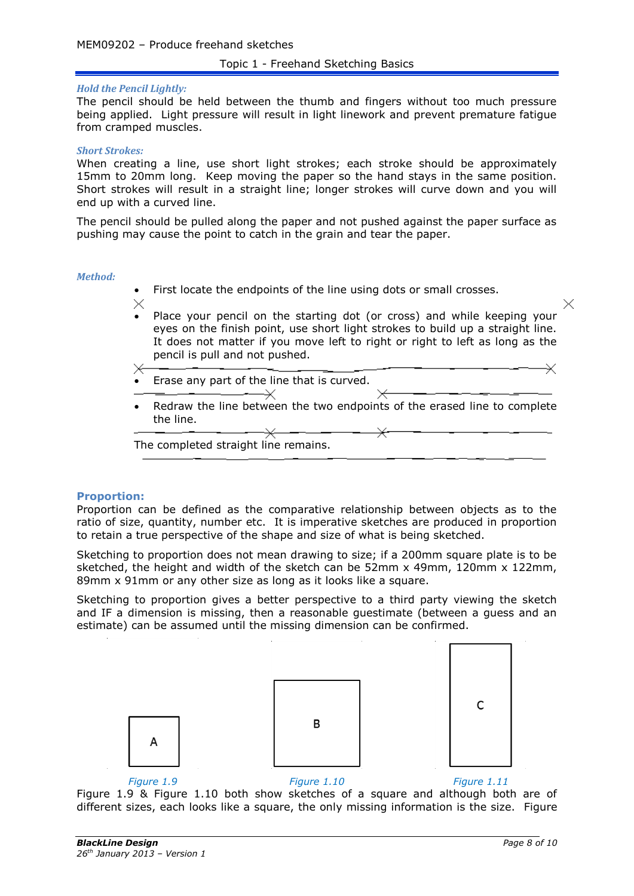*Hold the Pencil Lightly:*

The pencil should be held between the thumb and fingers without too much pressure being applied. Light pressure will result in light linework and prevent premature fatigue from cramped muscles.

*Short Strokes:*

When creating a line, use short light strokes; each stroke should be approximately 15mm to 20mm long. Keep moving the paper so the hand stays in the same position. Short strokes will result in a straight line; longer strokes will curve down and you will end up with a curved line.

The pencil should be pulled along the paper and not pushed against the paper surface as pushing may cause the point to catch in the grain and tear the paper.

*Method:*

- First locate the endpoints of the line using dots or small crosses.
- Place your pencil on the starting dot (or cross) and while keeping your eyes on the finish point, use short light strokes to build up a straight line. It does not matter if you move left to right or right to left as long as the pencil is pull and not pushed.
- Erase any part of the line that is curved.
- Redraw the line between the two endpoints of the erased line to complete the line.

The completed straight line remains.

## Proportion:

Proportion can be defined as the comparative relationship between objects as to the ratio of size, quantity, number etc. It is imperative sketches are produced in proportion to retain a true perspective of the shape and size of what is being sketched.

Sketching to proportion does not mean drawing to size; if a 200mm square plate is to be sketched, the height and width of the sketch can be 52mm x 49mm, 120mm x 122mm, 89mm x 91mm or any other size as long as it looks like a square.

Sketching to proportion gives a better perspective to a third party viewing the sketch and IF a dimension is missing, then a reasonable guestimate (between a guess and an estimate) can be assumed until the missing dimension can be confirmed.

A

*Figure 1.9*

B

*Figure 1.10*

C

*Figure 1.11*

Figure 1.9 & Figure 1.10 both show sketches of a square and although both are of different sizes, each looks like a square, the only missing information is the size. Figure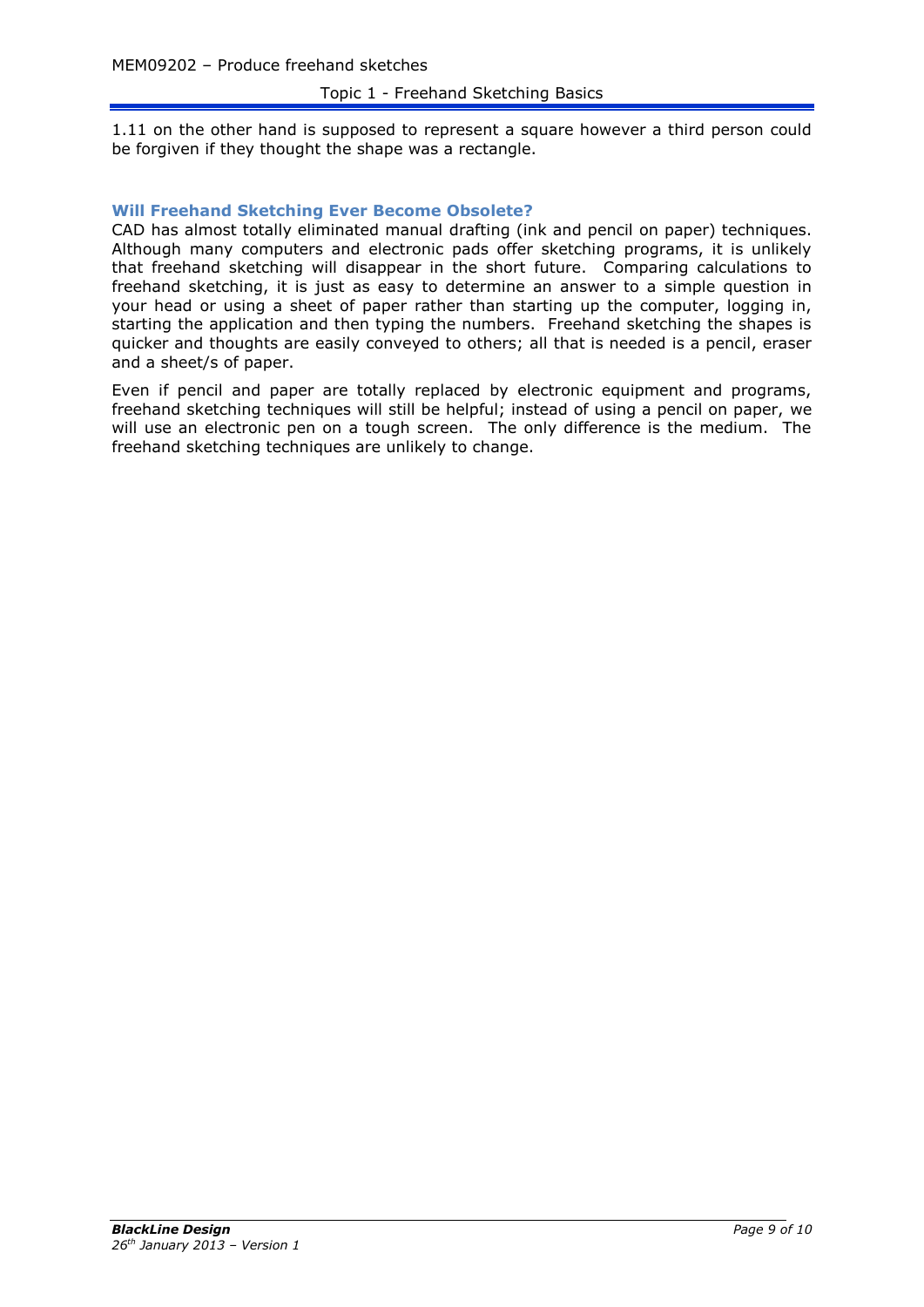1.11 on the other hand is supposed to represent a square however a third person could be forgiven if they thought the shape was a rectangle.

### Will Freehand Sketching Ever Become Obsolete?

CAD has almost totally eliminated manual drafting (ink and pencil on paper) techniques. Although many computers and electronic pads offer sketching programs, it is unlikely that freehand sketching will disappear in the short future. Comparing calculations to freehand sketching, it is just as easy to determine an answer to a simple question in your head or using a sheet of paper rather than starting up the computer, logging in, starting the application and then typing the numbers. Freehand sketching the shapes is quicker and thoughts are easily conveyed to others; all that is needed is a pencil, eraser and a sheet/s of paper.

Even if pencil and paper are totally replaced by electronic equipment and programs, freehand sketching techniques will still be helpful; instead of using a pencil on paper, we will use an electronic pen on a tough screen. The only difference is the medium. The freehand sketching techniques are unlikely to change.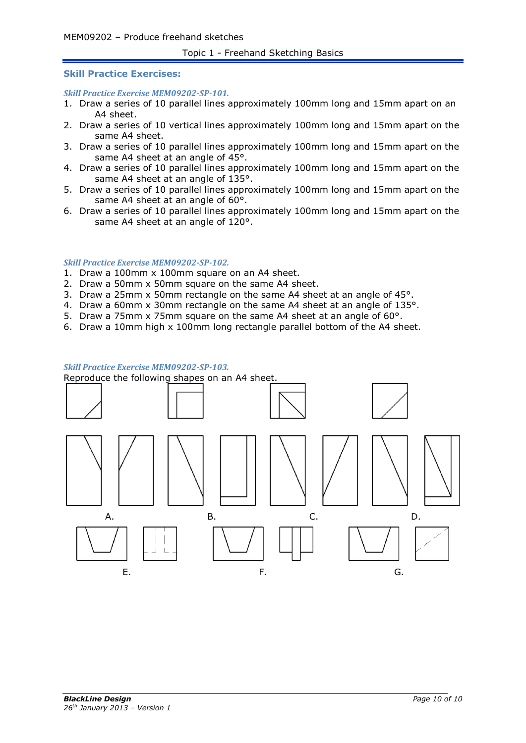## Skill Practice Exercises:

*Skill Practice Exercise MEM09202-SP-101.*

1. Draw a series of 10 parallel lines approximately 100mm long and 15mm apart on an A4 sheet.
2. Draw a series of 10 vertical lines approximately 100mm long and 15mm apart on the same A4 sheet.
3. Draw a series of 10 parallel lines approximately 100mm long and 15mm apart on the same A4 sheet at an angle of 45°.
4. Draw a series of 10 parallel lines approximately 100mm long and 15mm apart on the same A4 sheet at an angle of 135°.
5. Draw a series of 10 parallel lines approximately 100mm long and 15mm apart on the same A4 sheet at an angle of 60°.
6. Draw a series of 10 parallel lines approximately 100mm long and 15mm apart on the same A4 sheet at an angle of 120°.

*Skill Practice Exercise MEM09202-SP-102.*

1. Draw a 100mm x 100mm square on an A4 sheet.
2. Draw a 50mm x 50mm square on the same A4 sheet.
3. Draw a 25mm x 50mm rectangle on the same A4 sheet at an angle of 45°.
4. Draw a 60mm x 30mm rectangle on the same A4 sheet at an angle of 135°.
5. Draw a 75mm x 75mm square on the same A4 sheet at an angle of 60°.
6. Draw a 10mm high x 100mm long rectangle parallel bottom of the A4 sheet.

*Skill Practice Exercise MEM09202-SP-103.*

Reproduce the following shapes on an A4 sheet.

A.

B.

C.

D.

E.

F.

G.